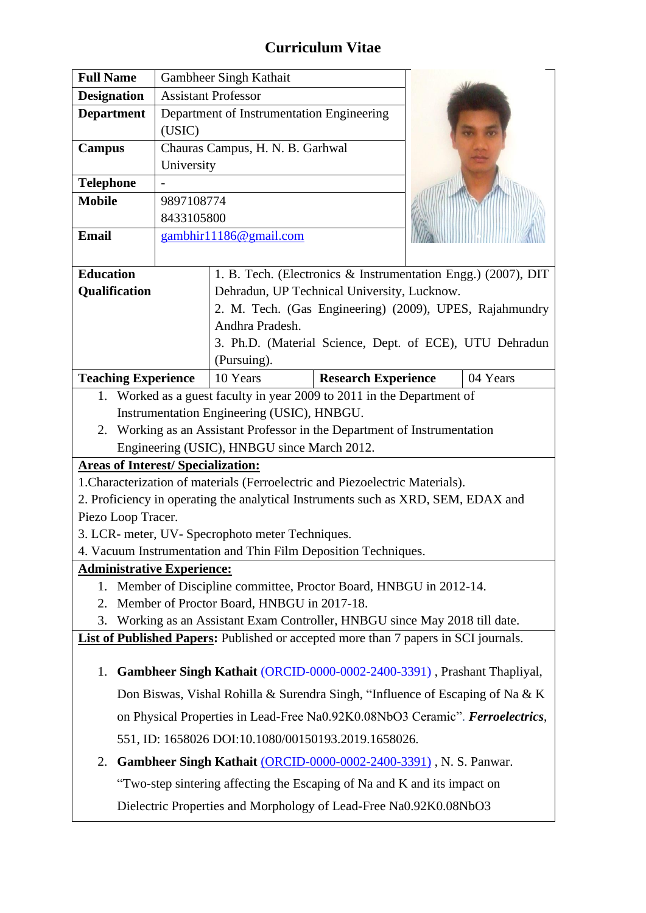# Curriculum Vitae

| | |
|---|---|
| **Full Name** | Gambheer Singh Kathait |
| **Designation** | Assistant Professor |
| **Department** | Department of Instrumentation Engineering (USIC) |
| **Campus** | Chauras Campus, H. N. B. Garhwal University |
| **Telephone** | - |
| **Mobile** | 9897108774<br>8433105800 |
| **Email** | gambhir11186@gmail.com |

| | | | |
|---|---|---|---|
| **Education Qualification** | 1. B. Tech. (Electronics & Instrumentation Engg.) (2007), DIT Dehradun, UP Technical University, Lucknow.<br>2. M. Tech. (Gas Engineering) (2009), UPES, Rajahmundry Andhra Pradesh.<br>3. Ph.D. (Material Science, Dept. of ECE), UTU Dehradun (Pursuing). | | |
| **Teaching Experience** | 10 Years | **Research Experience** | 04 Years |

1. Worked as a guest faculty in year 2009 to 2011 in the Department of Instrumentation Engineering (USIC), HNBGU.
2. Working as an Assistant Professor in the Department of Instrumentation Engineering (USIC), HNBGU since March 2012.

**Areas of Interest/ Specialization:**

1.Characterization of materials (Ferroelectric and Piezoelectric Materials).
2. Proficiency in operating the analytical Instruments such as XRD, SEM, EDAX and Piezo Loop Tracer.
3. LCR- meter, UV- Specrophoto meter Techniques.
4. Vacuum Instrumentation and Thin Film Deposition Techniques.

**Administrative Experience:**

1. Member of Discipline committee, Proctor Board, HNBGU in 2012-14.
2. Member of Proctor Board, HNBGU in 2017-18.
3. Working as an Assistant Exam Controller, HNBGU since May 2018 till date.

**List of Published Papers:** Published or accepted more than 7 papers in SCI journals.

1. **Gambheer Singh Kathait** (ORCID-0000-0002-2400-3391) , Prashant Thapliyal, Don Biswas, Vishal Rohilla & Surendra Singh, "Influence of Escaping of Na & K on Physical Properties in Lead-Free $Na_{0.92}K_{0.08}NbO_3$ Ceramic". ***Ferroelectrics***, 551, ID: 1658026 DOI:10.1080/00150193.2019.1658026.
2. **Gambheer Singh Kathait** (ORCID-0000-0002-2400-3391) , N. S. Panwar. "Two-step sintering affecting the Escaping of Na and K and its impact on Dielectric Properties and Morphology of Lead-Free $Na_{0.92}K_{0.08}NbO_3$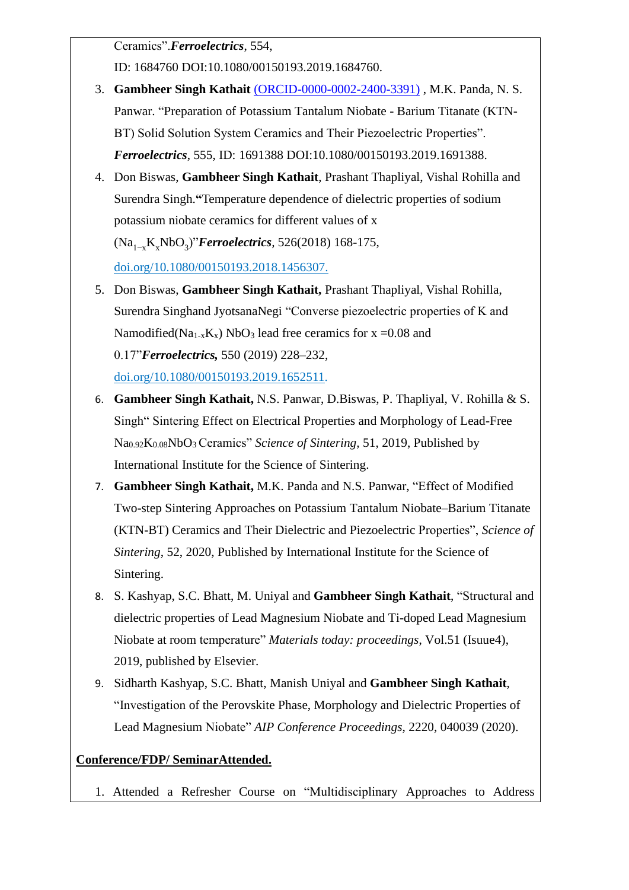Ceramics".***Ferroelectrics***, 554,

ID: 1684760 DOI:10.1080/00150193.2019.1684760.

3. **Gambheer Singh Kathait** (ORCID-0000-0002-2400-3391) , M.K. Panda, N. S. Panwar. "Preparation of Potassium Tantalum Niobate - Barium Titanate (KTN-BT) Solid Solution System Ceramics and Their Piezoelectric Properties". ***Ferroelectrics***, 555, ID: 1691388 DOI:10.1080/00150193.2019.1691388.
4. Don Biswas, **Gambheer Singh Kathait**, Prashant Thapliyal, Vishal Rohilla and Surendra Singh.**"**Temperature dependence of dielectric properties of sodium potassium niobate ceramics for different values of x ($Na_{1-x}K_xNbO_3$)"***Ferroelectrics***, 526(2018) 168-175, doi.org/10.1080/00150193.2018.1456307.
5. Don Biswas, **Gambheer Singh Kathait,** Prashant Thapliyal, Vishal Rohilla, Surendra Singhand JyotsanaNegi "Converse piezoelectric properties of K and Namodified($Na_{1-x}K_x$) $NbO_3$ lead free ceramics for x =0.08 and 0.17"***Ferroelectrics,*** 550 (2019) 228–232, doi.org/10.1080/00150193.2019.1652511.
6. **Gambheer Singh Kathait,** N.S. Panwar, D.Biswas, P. Thapliyal, V. Rohilla & S. Singh" Sintering Effect on Electrical Properties and Morphology of Lead-Free $Na_{0.92}K_{0.08}NbO_3$ Ceramics" *Science of Sintering,* 51, 2019, Published by International Institute for the Science of Sintering.
7. **Gambheer Singh Kathait,** M.K. Panda and N.S. Panwar, "Effect of Modified Two-step Sintering Approaches on Potassium Tantalum Niobate–Barium Titanate (KTN-BT) Ceramics and Their Dielectric and Piezoelectric Properties", *Science of Sintering*, 52, 2020, Published by International Institute for the Science of Sintering.
8. S. Kashyap, S.C. Bhatt, M. Uniyal and **Gambheer Singh Kathait**, "Structural and dielectric properties of Lead Magnesium Niobate and Ti-doped Lead Magnesium Niobate at room temperature" *Materials today: proceedings*, Vol.51 (Isuue4), 2019, published by Elsevier.
9. Sidharth Kashyap, S.C. Bhatt, Manish Uniyal and **Gambheer Singh Kathait**, "Investigation of the Perovskite Phase, Morphology and Dielectric Properties of Lead Magnesium Niobate" *AIP Conference Proceedings*, 2220, 040039 (2020).

**Conference/FDP/ SeminarAttended.**

1. Attended a Refresher Course on "Multidisciplinary Approaches to Address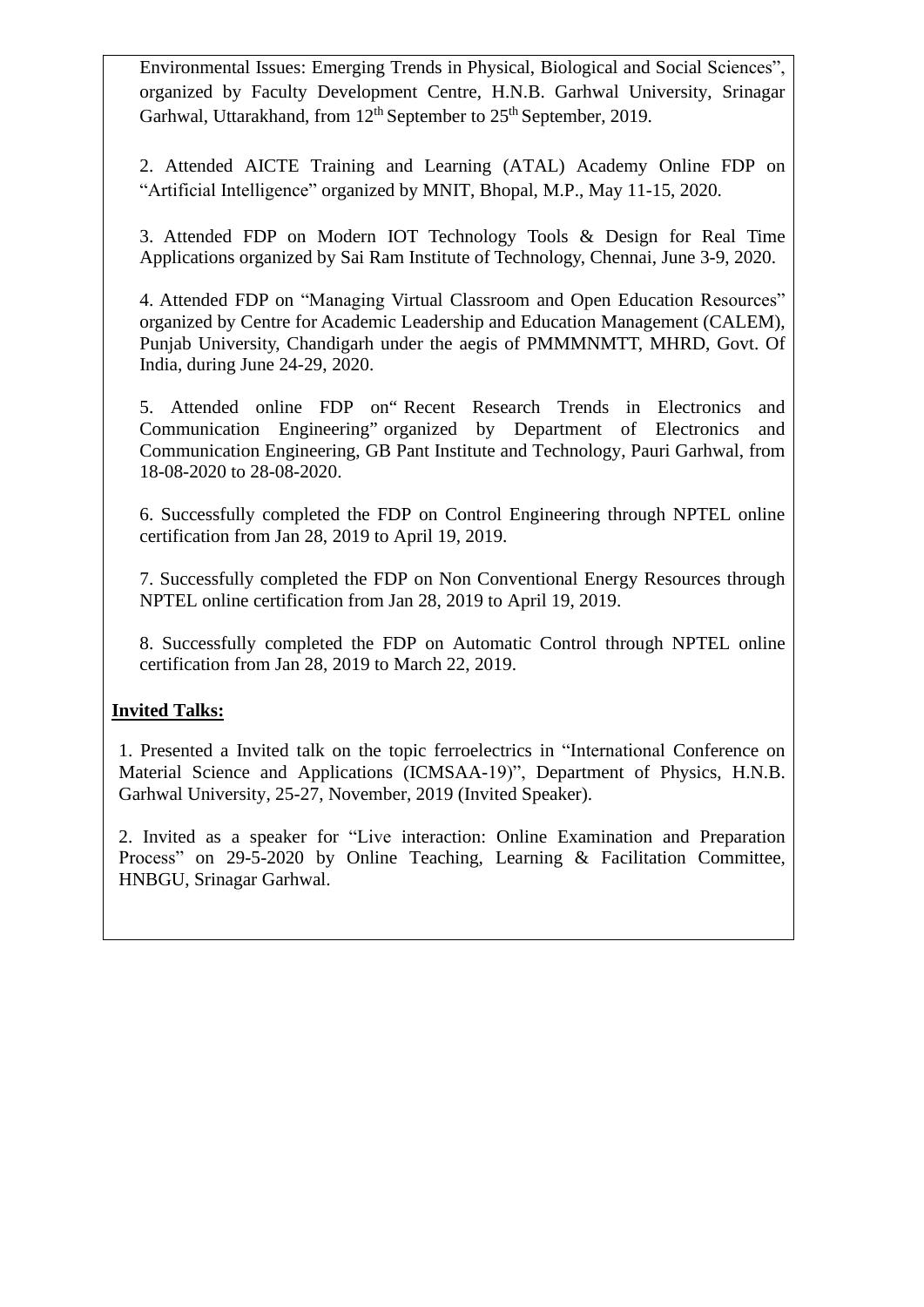Environmental Issues: Emerging Trends in Physical, Biological and Social Sciences", organized by Faculty Development Centre, H.N.B. Garhwal University, Srinagar Garhwal, Uttarakhand, from 12th September to 25th September, 2019.

2. Attended AICTE Training and Learning (ATAL) Academy Online FDP on "Artificial Intelligence" organized by MNIT, Bhopal, M.P., May 11-15, 2020.

3. Attended FDP on Modern IOT Technology Tools & Design for Real Time Applications organized by Sai Ram Institute of Technology, Chennai, June 3-9, 2020.

4. Attended FDP on "Managing Virtual Classroom and Open Education Resources" organized by Centre for Academic Leadership and Education Management (CALEM), Punjab University, Chandigarh under the aegis of PMMMNMTT, MHRD, Govt. Of India, during June 24-29, 2020.

5. Attended online FDP on" Recent Research Trends in Electronics and Communication Engineering" organized by Department of Electronics and Communication Engineering, GB Pant Institute and Technology, Pauri Garhwal, from 18-08-2020 to 28-08-2020.

6. Successfully completed the FDP on Control Engineering through NPTEL online certification from Jan 28, 2019 to April 19, 2019.

7. Successfully completed the FDP on Non Conventional Energy Resources through NPTEL online certification from Jan 28, 2019 to April 19, 2019.

8. Successfully completed the FDP on Automatic Control through NPTEL online certification from Jan 28, 2019 to March 22, 2019.

**Invited Talks:**

1. Presented a Invited talk on the topic ferroelectrics in "International Conference on Material Science and Applications (ICMSAA-19)", Department of Physics, H.N.B. Garhwal University, 25-27, November, 2019 (Invited Speaker).

2. Invited as a speaker for "Live interaction: Online Examination and Preparation Process" on 29-5-2020 by Online Teaching, Learning & Facilitation Committee, HNBGU, Srinagar Garhwal.